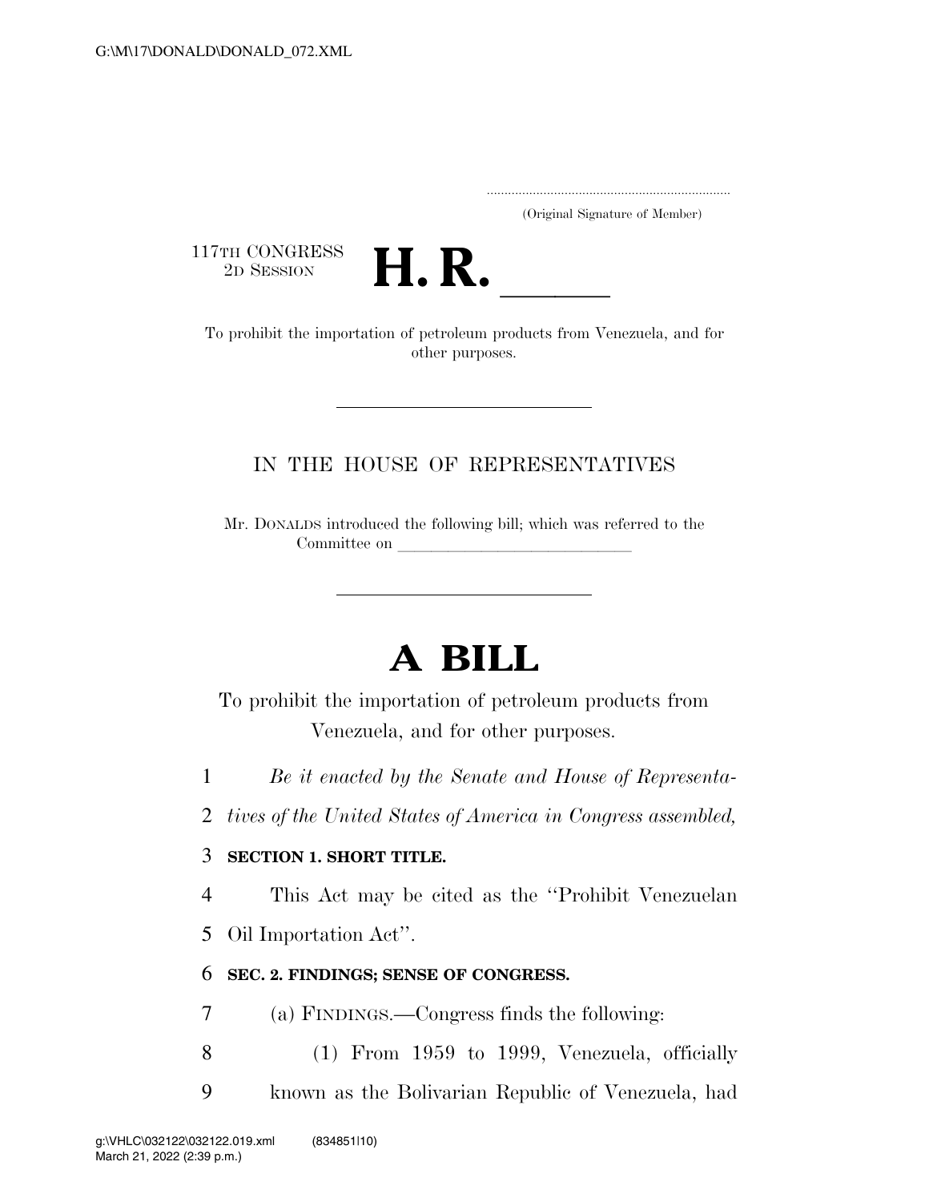(Original Signature of Member)

117TH CONGRESS
2D SESSION

# H. R. ______

To prohibit the importation of petroleum products from Venezuela, and for other purposes.

---

IN THE HOUSE OF REPRESENTATIVES

Mr. DONALDS introduced the following bill; which was referred to the Committee on ______________________________

---

# A BILL

To prohibit the importation of petroleum products from Venezuela, and for other purposes.

1 *Be it enacted by the Senate and House of Representa-*
2 *tives of the United States of America in Congress assembled,*

3 **SECTION 1. SHORT TITLE.**

4 This Act may be cited as the ''Prohibit Venezuelan
5 Oil Importation Act''.

6 **SEC. 2. FINDINGS; SENSE OF CONGRESS.**

7 (a) FINDINGS.—Congress finds the following:

8 (1) From 1959 to 1999, Venezuela, officially
9 known as the Bolivarian Republic of Venezuela, had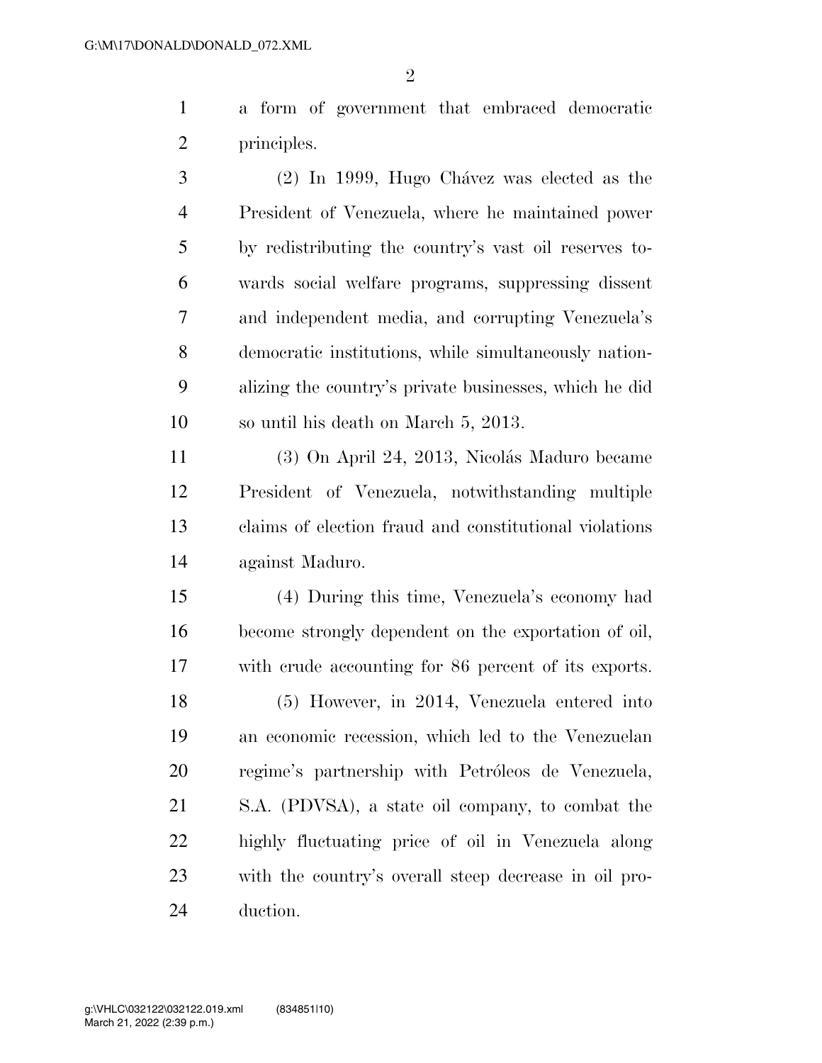a form of government that embraced democratic principles.

(2) In 1999, Hugo Chávez was elected as the President of Venezuela, where he maintained power by redistributing the country's vast oil reserves towards social welfare programs, suppressing dissent and independent media, and corrupting Venezuela's democratic institutions, while simultaneously nationalizing the country's private businesses, which he did so until his death on March 5, 2013.

(3) On April 24, 2013, Nicolás Maduro became President of Venezuela, notwithstanding multiple claims of election fraud and constitutional violations against Maduro.

(4) During this time, Venezuela's economy had become strongly dependent on the exportation of oil, with crude accounting for 86 percent of its exports.

(5) However, in 2014, Venezuela entered into an economic recession, which led to the Venezuelan regime's partnership with Petróleos de Venezuela, S.A. (PDVSA), a state oil company, to combat the highly fluctuating price of oil in Venezuela along with the country's overall steep decrease in oil production.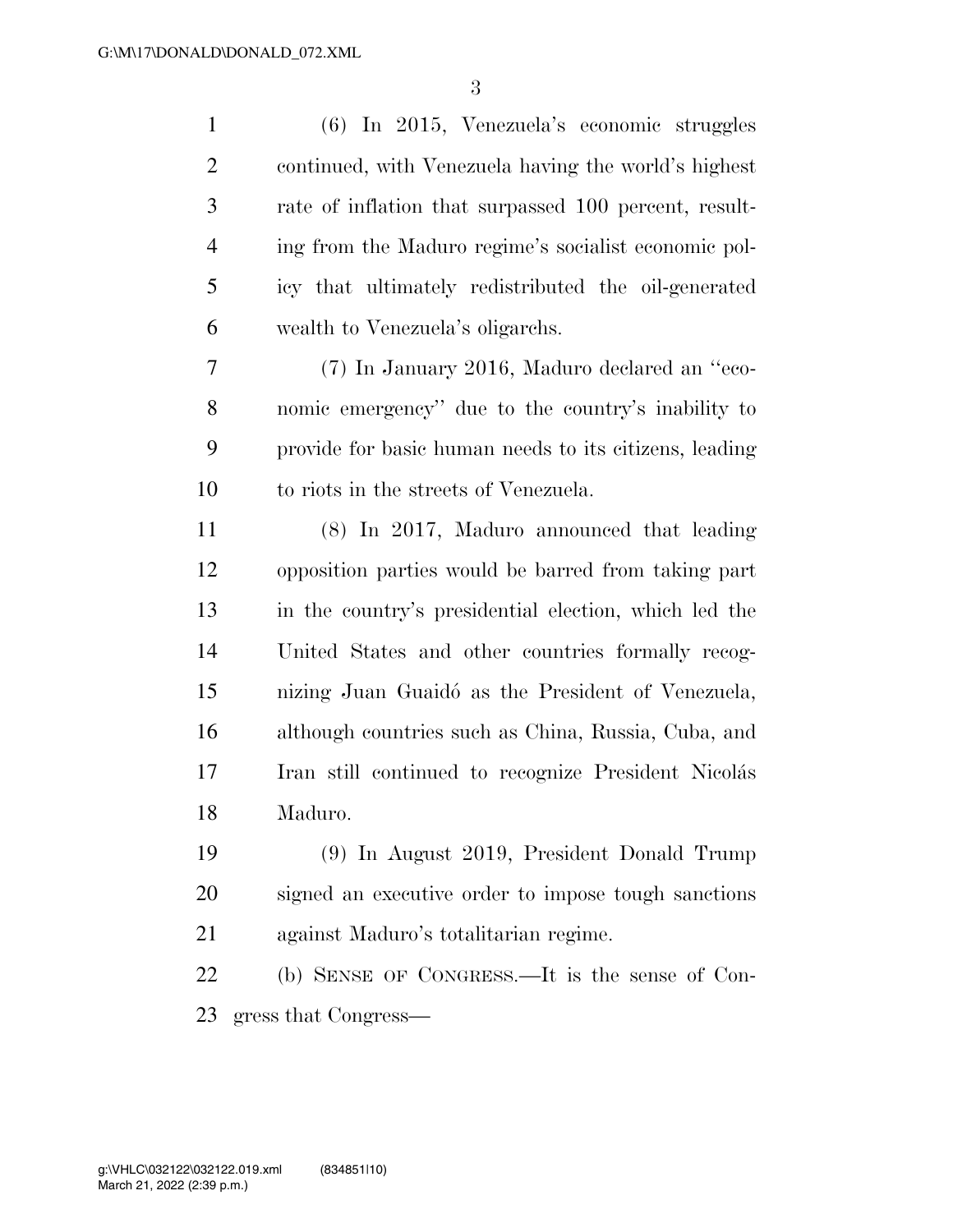(6) In 2015, Venezuela's economic struggles continued, with Venezuela having the world's highest rate of inflation that surpassed 100 percent, resulting from the Maduro regime's socialist economic policy that ultimately redistributed the oil-generated wealth to Venezuela's oligarchs.

(7) In January 2016, Maduro declared an "economic emergency" due to the country's inability to provide for basic human needs to its citizens, leading to riots in the streets of Venezuela.

(8) In 2017, Maduro announced that leading opposition parties would be barred from taking part in the country's presidential election, which led the United States and other countries formally recognizing Juan Guaidó as the President of Venezuela, although countries such as China, Russia, Cuba, and Iran still continued to recognize President Nicolás Maduro.

(9) In August 2019, President Donald Trump signed an executive order to impose tough sanctions against Maduro's totalitarian regime.

(b) SENSE OF CONGRESS.—It is the sense of Congress that Congress—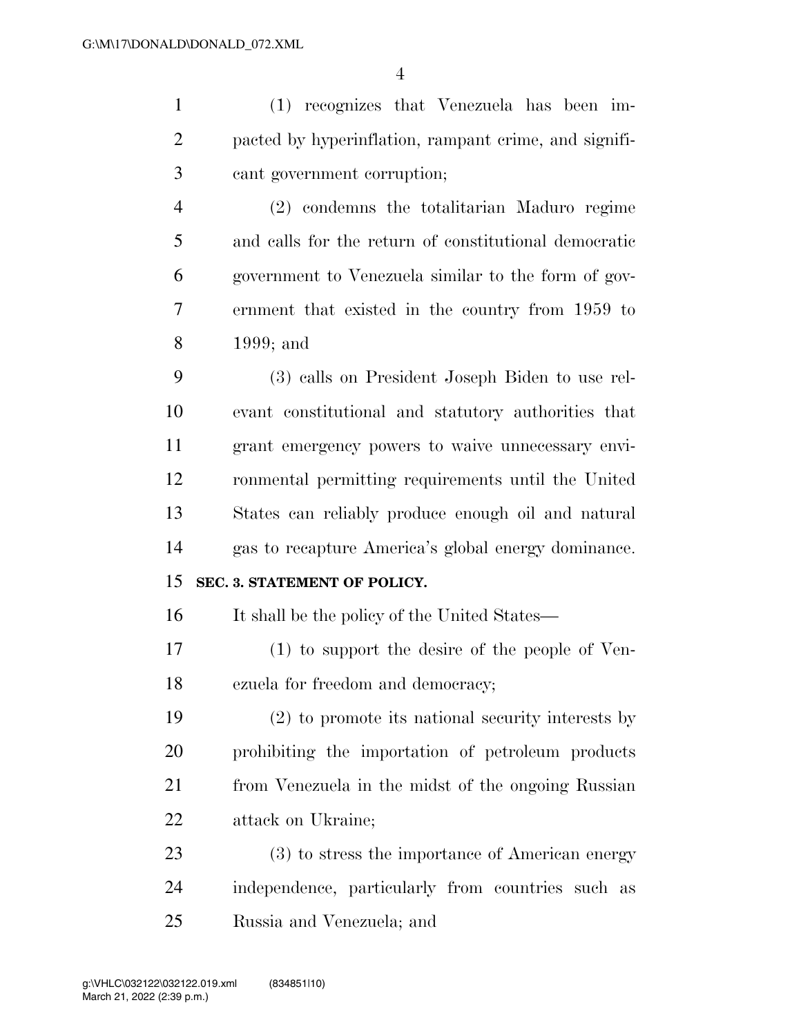(1) recognizes that Venezuela has been impacted by hyperinflation, rampant crime, and significant government corruption;

(2) condemns the totalitarian Maduro regime and calls for the return of constitutional democratic government to Venezuela similar to the form of government that existed in the country from 1959 to 1999; and

(3) calls on President Joseph Biden to use relevant constitutional and statutory authorities that grant emergency powers to waive unnecessary environmental permitting requirements until the United States can reliably produce enough oil and natural gas to recapture America's global energy dominance.

**SEC. 3. STATEMENT OF POLICY.**

It shall be the policy of the United States—

(1) to support the desire of the people of Venezuela for freedom and democracy;

(2) to promote its national security interests by prohibiting the importation of petroleum products from Venezuela in the midst of the ongoing Russian attack on Ukraine;

(3) to stress the importance of American energy independence, particularly from countries such as Russia and Venezuela; and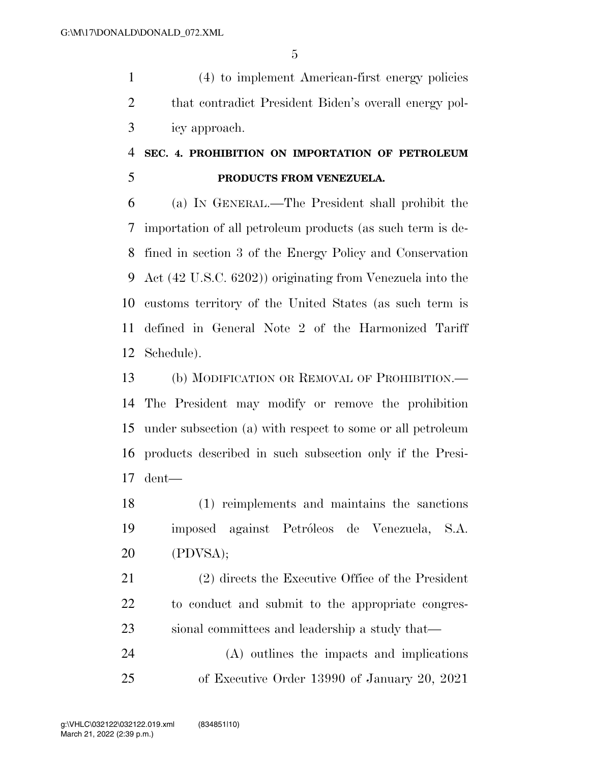(4) to implement American-first energy policies that contradict President Biden's overall energy policy approach.

## SEC. 4. PROHIBITION ON IMPORTATION OF PETROLEUM PRODUCTS FROM VENEZUELA.

(a) IN GENERAL.—The President shall prohibit the importation of all petroleum products (as such term is defined in section 3 of the Energy Policy and Conservation Act (42 U.S.C. 6202)) originating from Venezuela into the customs territory of the United States (as such term is defined in General Note 2 of the Harmonized Tariff Schedule).

(b) MODIFICATION OR REMOVAL OF PROHIBITION.—The President may modify or remove the prohibition under subsection (a) with respect to some or all petroleum products described in such subsection only if the President—

(1) reimplements and maintains the sanctions imposed against Petróleos de Venezuela, S.A. (PDVSA);

(2) directs the Executive Office of the President to conduct and submit to the appropriate congressional committees and leadership a study that—

(A) outlines the impacts and implications of Executive Order 13990 of January 20, 2021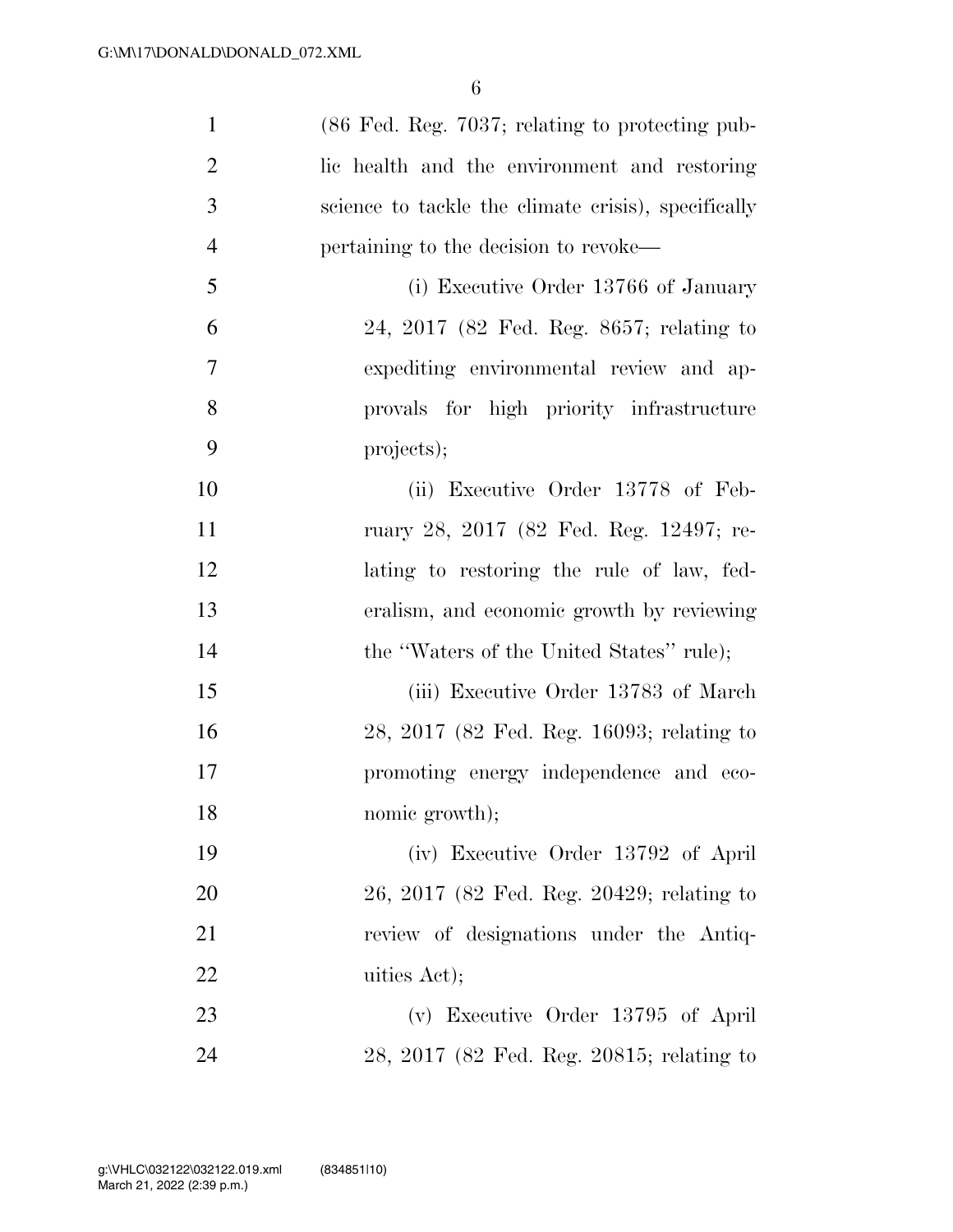(86 Fed. Reg. 7037; relating to protecting public health and the environment and restoring science to tackle the climate crisis), specifically pertaining to the decision to revoke—

(i) Executive Order 13766 of January 24, 2017 (82 Fed. Reg. 8657; relating to expediting environmental review and approvals for high priority infrastructure projects);

(ii) Executive Order 13778 of February 28, 2017 (82 Fed. Reg. 12497; relating to restoring the rule of law, federalism, and economic growth by reviewing the ''Waters of the United States'' rule);

(iii) Executive Order 13783 of March 28, 2017 (82 Fed. Reg. 16093; relating to promoting energy independence and economic growth);

(iv) Executive Order 13792 of April 26, 2017 (82 Fed. Reg. 20429; relating to review of designations under the Antiquities Act);

(v) Executive Order 13795 of April 28, 2017 (82 Fed. Reg. 20815; relating to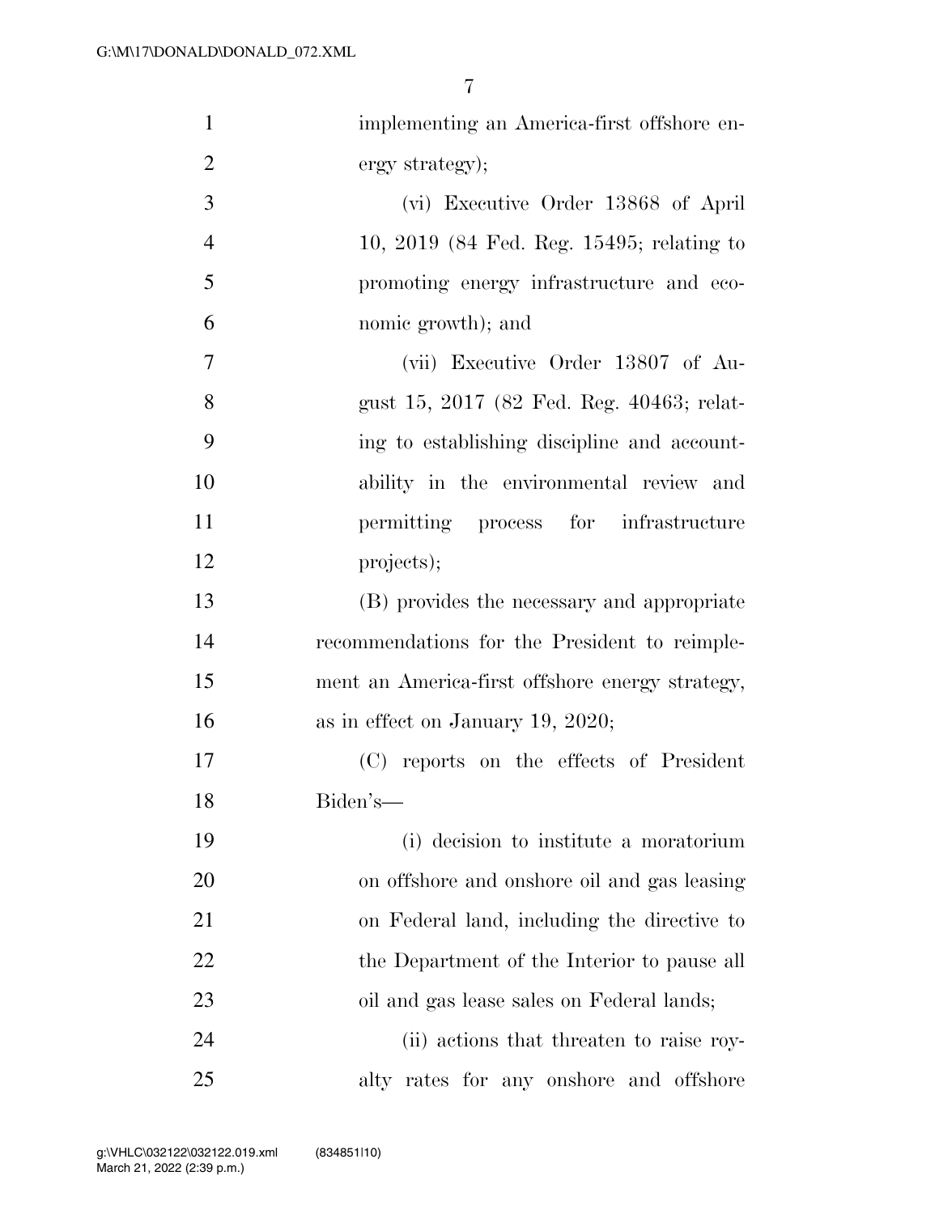implementing an America-first offshore energy strategy);

(vi) Executive Order 13868 of April 10, 2019 (84 Fed. Reg. 15495; relating to promoting energy infrastructure and economic growth); and

(vii) Executive Order 13807 of August 15, 2017 (82 Fed. Reg. 40463; relating to establishing discipline and accountability in the environmental review and permitting process for infrastructure projects);

(B) provides the necessary and appropriate recommendations for the President to reimplement an America-first offshore energy strategy, as in effect on January 19, 2020;

(C) reports on the effects of President Biden's—

(i) decision to institute a moratorium on offshore and onshore oil and gas leasing on Federal land, including the directive to the Department of the Interior to pause all oil and gas lease sales on Federal lands;

(ii) actions that threaten to raise royalty rates for any onshore and offshore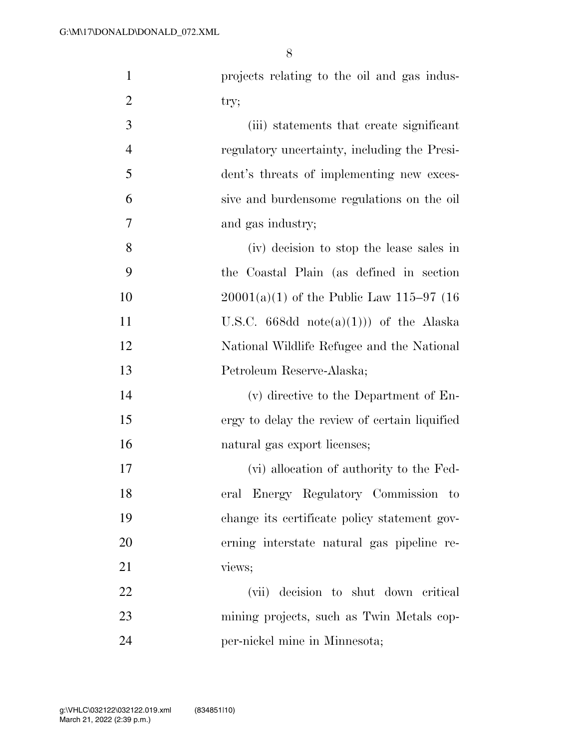projects relating to the oil and gas industry;

(iii) statements that create significant regulatory uncertainty, including the President's threats of implementing new excessive and burdensome regulations on the oil and gas industry;

(iv) decision to stop the lease sales in the Coastal Plain (as defined in section 20001(a)(1) of the Public Law 115–97 (16 U.S.C. 668dd note(a)(1))) of the Alaska National Wildlife Refugee and the National Petroleum Reserve-Alaska;

(v) directive to the Department of Energy to delay the review of certain liquified natural gas export licenses;

(vi) allocation of authority to the Federal Energy Regulatory Commission to change its certificate policy statement governing interstate natural gas pipeline reviews;

(vii) decision to shut down critical mining projects, such as Twin Metals copper-nickel mine in Minnesota;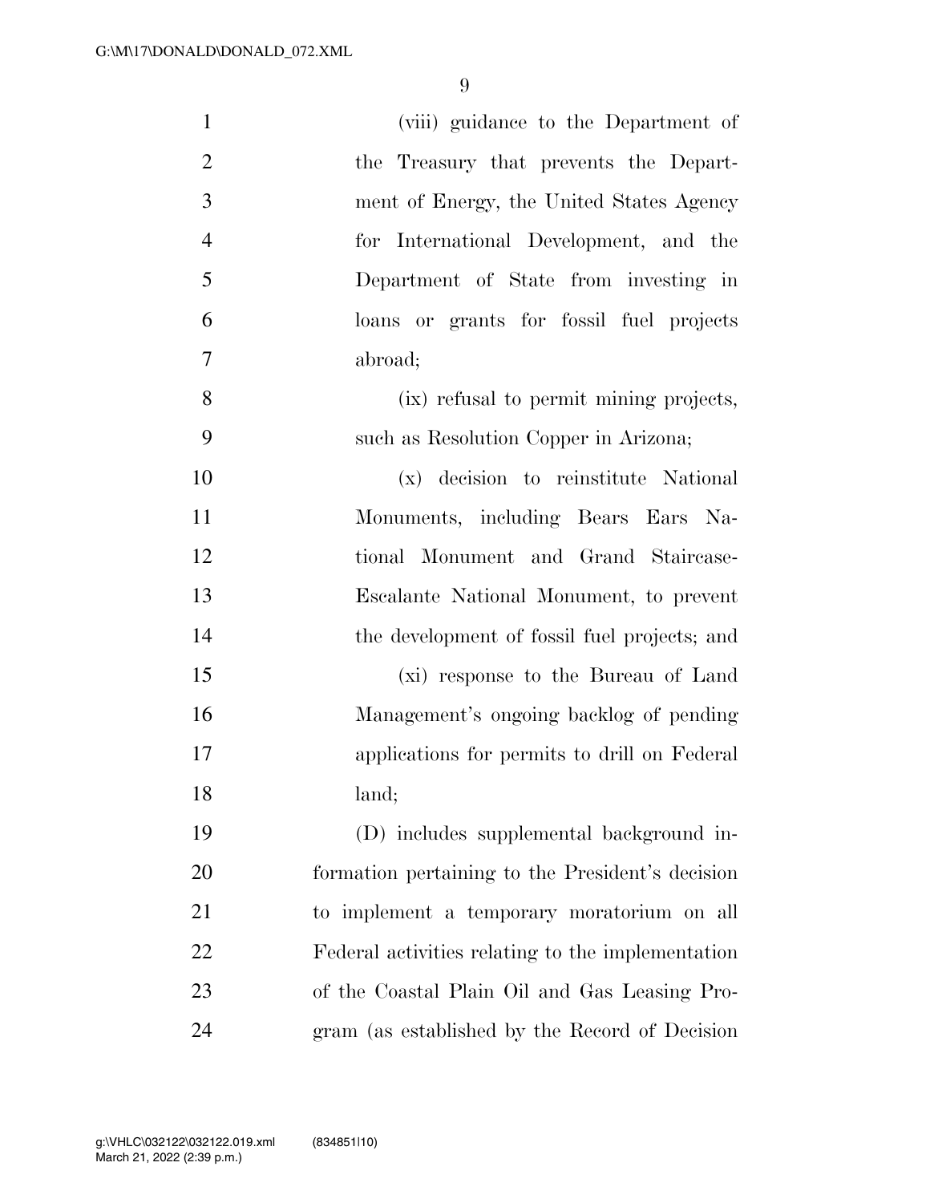(viii) guidance to the Department of the Treasury that prevents the Department of Energy, the United States Agency for International Development, and the Department of State from investing in loans or grants for fossil fuel projects abroad;

(ix) refusal to permit mining projects, such as Resolution Copper in Arizona;

(x) decision to reinstitute National Monuments, including Bears Ears National Monument and Grand Staircase-Escalante National Monument, to prevent the development of fossil fuel projects; and

(xi) response to the Bureau of Land Management's ongoing backlog of pending applications for permits to drill on Federal land;

(D) includes supplemental background information pertaining to the President's decision to implement a temporary moratorium on all Federal activities relating to the implementation of the Coastal Plain Oil and Gas Leasing Program (as established by the Record of Decision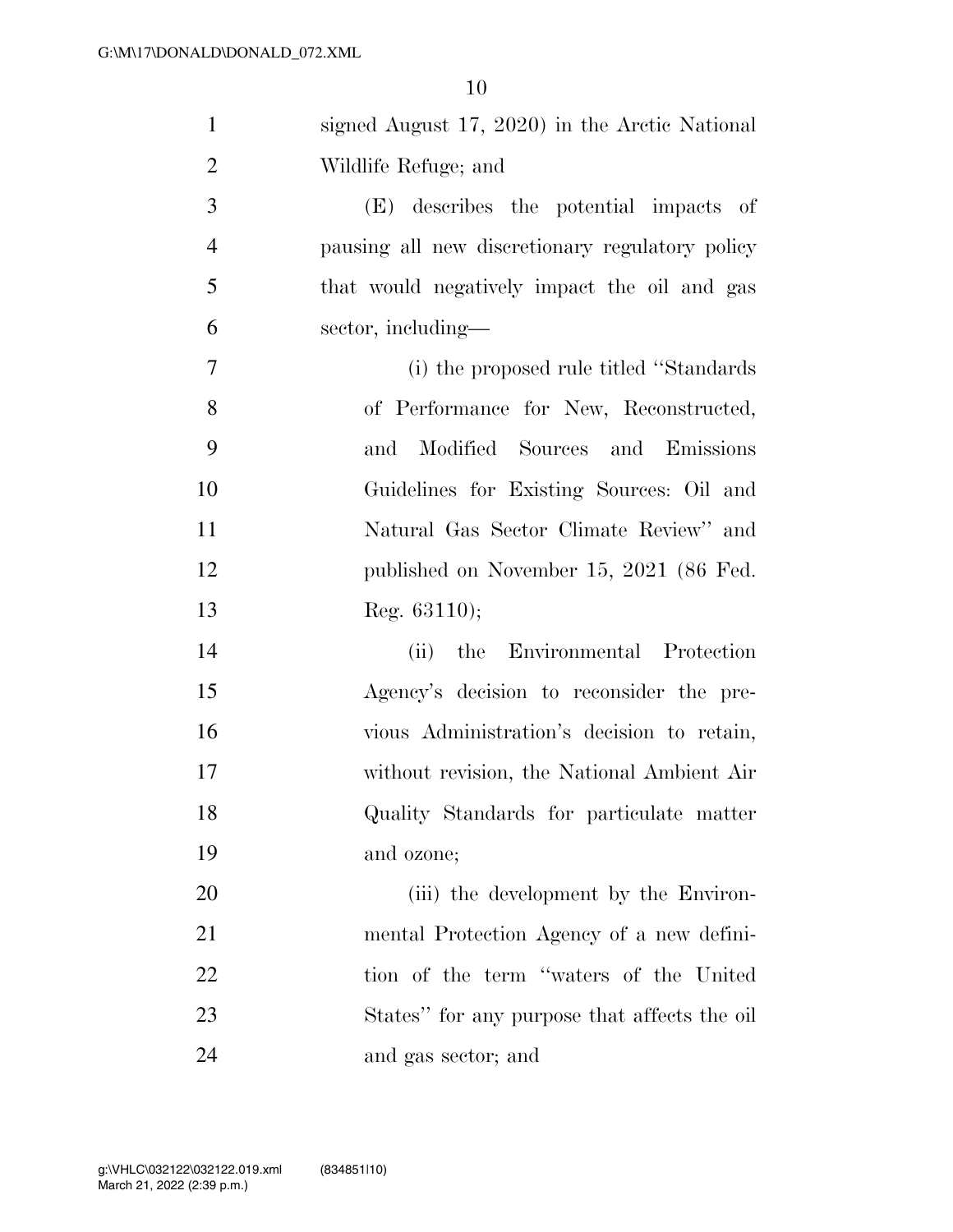signed August 17, 2020) in the Arctic National Wildlife Refuge; and

(E) describes the potential impacts of pausing all new discretionary regulatory policy that would negatively impact the oil and gas sector, including—

(i) the proposed rule titled ''Standards of Performance for New, Reconstructed, and Modified Sources and Emissions Guidelines for Existing Sources: Oil and Natural Gas Sector Climate Review'' and published on November 15, 2021 (86 Fed. Reg. 63110);

(ii) the Environmental Protection Agency's decision to reconsider the previous Administration's decision to retain, without revision, the National Ambient Air Quality Standards for particulate matter and ozone;

(iii) the development by the Environmental Protection Agency of a new definition of the term ''waters of the United States'' for any purpose that affects the oil and gas sector; and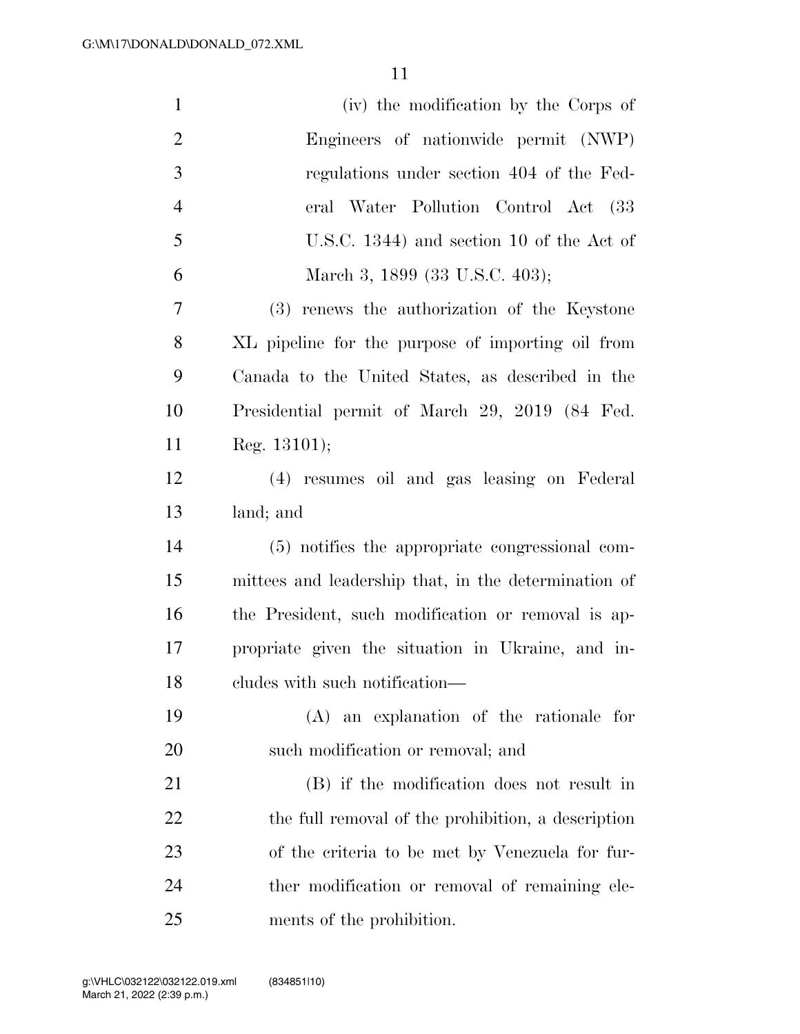(iv) the modification by the Corps of Engineers of nationwide permit (NWP) regulations under section 404 of the Federal Water Pollution Control Act (33 U.S.C. 1344) and section 10 of the Act of March 3, 1899 (33 U.S.C. 403);

(3) renews the authorization of the Keystone XL pipeline for the purpose of importing oil from Canada to the United States, as described in the Presidential permit of March 29, 2019 (84 Fed. Reg. 13101);

(4) resumes oil and gas leasing on Federal land; and

(5) notifies the appropriate congressional committees and leadership that, in the determination of the President, such modification or removal is appropriate given the situation in Ukraine, and includes with such notification—

(A) an explanation of the rationale for such modification or removal; and

(B) if the modification does not result in the full removal of the prohibition, a description of the criteria to be met by Venezuela for further modification or removal of remaining elements of the prohibition.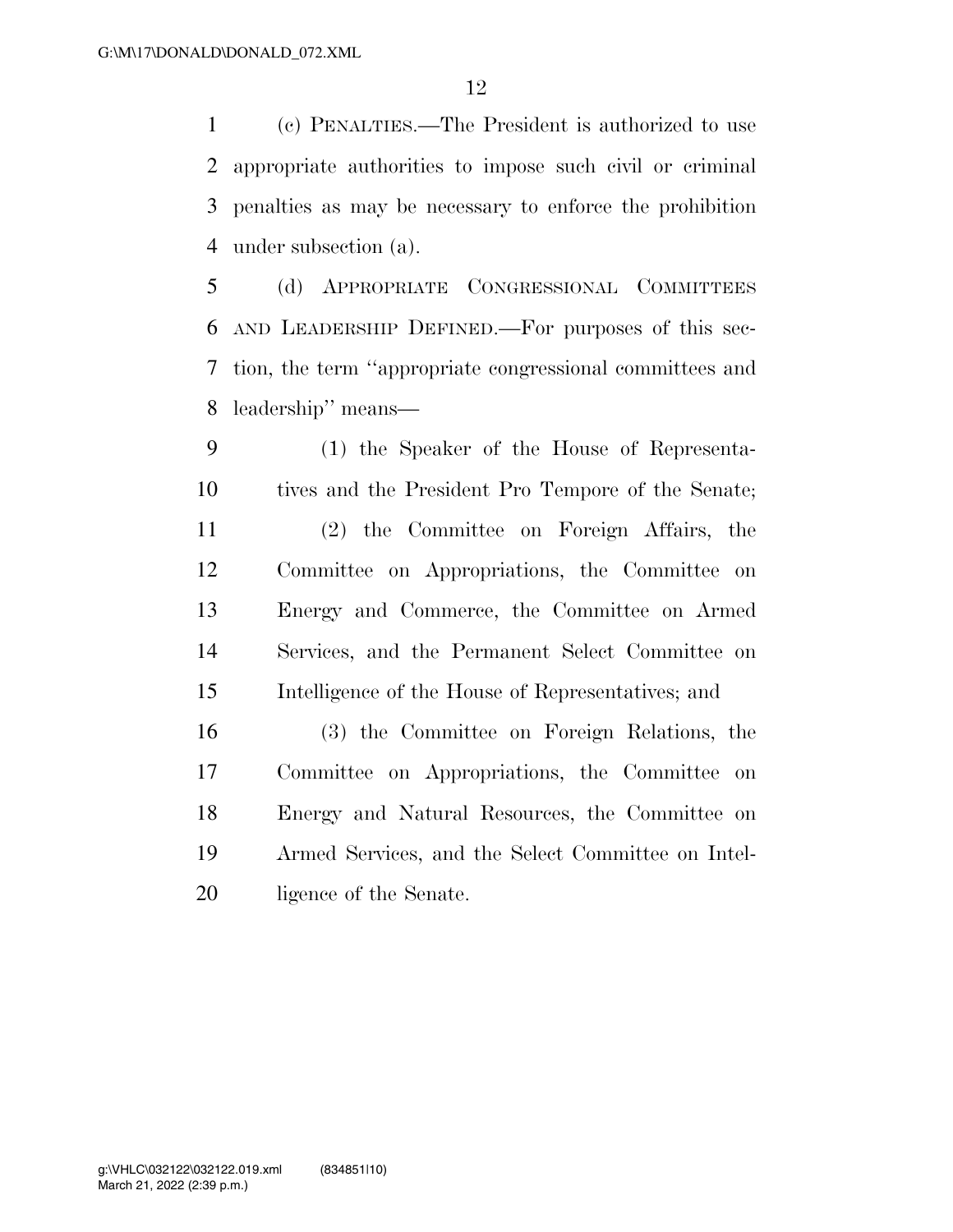(c) PENALTIES.—The President is authorized to use appropriate authorities to impose such civil or criminal penalties as may be necessary to enforce the prohibition under subsection (a).

(d) APPROPRIATE CONGRESSIONAL COMMITTEES AND LEADERSHIP DEFINED.—For purposes of this section, the term ''appropriate congressional committees and leadership'' means—

(1) the Speaker of the House of Representatives and the President Pro Tempore of the Senate;

(2) the Committee on Foreign Affairs, the Committee on Appropriations, the Committee on Energy and Commerce, the Committee on Armed Services, and the Permanent Select Committee on Intelligence of the House of Representatives; and

(3) the Committee on Foreign Relations, the Committee on Appropriations, the Committee on Energy and Natural Resources, the Committee on Armed Services, and the Select Committee on Intelligence of the Senate.